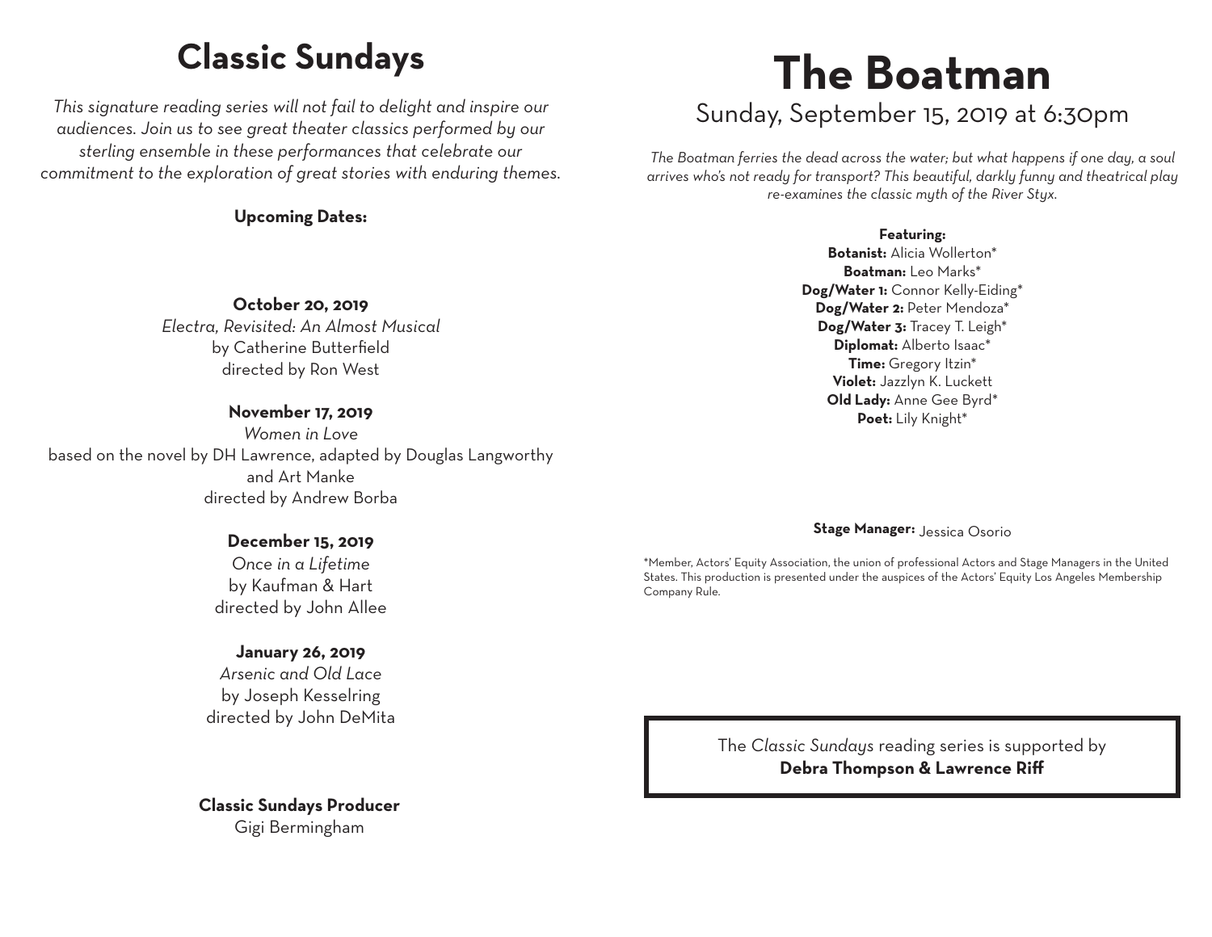# Classic Sundays

*This signature reading series will not fail to delight and inspire our audiences. Join us to see great theater classics performed by our sterling ensemble in these performances that celebrate our commitment to the exploration of great stories with enduring themes.*

**Upcoming Dates:**

**October 20, 2019**
*Electra, Revisited: An Almost Musical*
by Catherine Butterfield
directed by Ron West

**November 17, 2019**
*Women in Love*
based on the novel by DH Lawrence, adapted by Douglas Langworthy and Art Manke
directed by Andrew Borba

**December 15, 2019**
*Once in a Lifetime*
by Kaufman & Hart
directed by John Allee

**January 26, 2019**
*Arsenic and Old Lace*
by Joseph Kesselring
directed by John DeMita

**Classic Sundays Producer**
Gigi Bermingham

# The Boatman

## Sunday, September 15, 2019 at 6:30pm

*The Boatman ferries the dead across the water; but what happens if one day, a soul arrives who's not ready for transport? This beautiful, darkly funny and theatrical play re-examines the classic myth of the River Styx.*

**Featuring:**
**Botanist:** Alicia Wollerton*
**Boatman:** Leo Marks*
**Dog/Water 1:** Connor Kelly-Eiding*
**Dog/Water 2:** Peter Mendoza*
**Dog/Water 3:** Tracey T. Leigh*
**Diplomat:** Alberto Isaac*
**Time:** Gregory Itzin*
**Violet:** Jazzlyn K. Luckett
**Old Lady:** Anne Gee Byrd*
**Poet:** Lily Knight*

**Stage Manager:** Jessica Osorio

*Member, Actors' Equity Association, the union of professional Actors and Stage Managers in the United States. This production is presented under the auspices of the Actors' Equity Los Angeles Membership Company Rule.

The *Classic Sundays* reading series is supported by
**Debra Thompson & Lawrence Riff**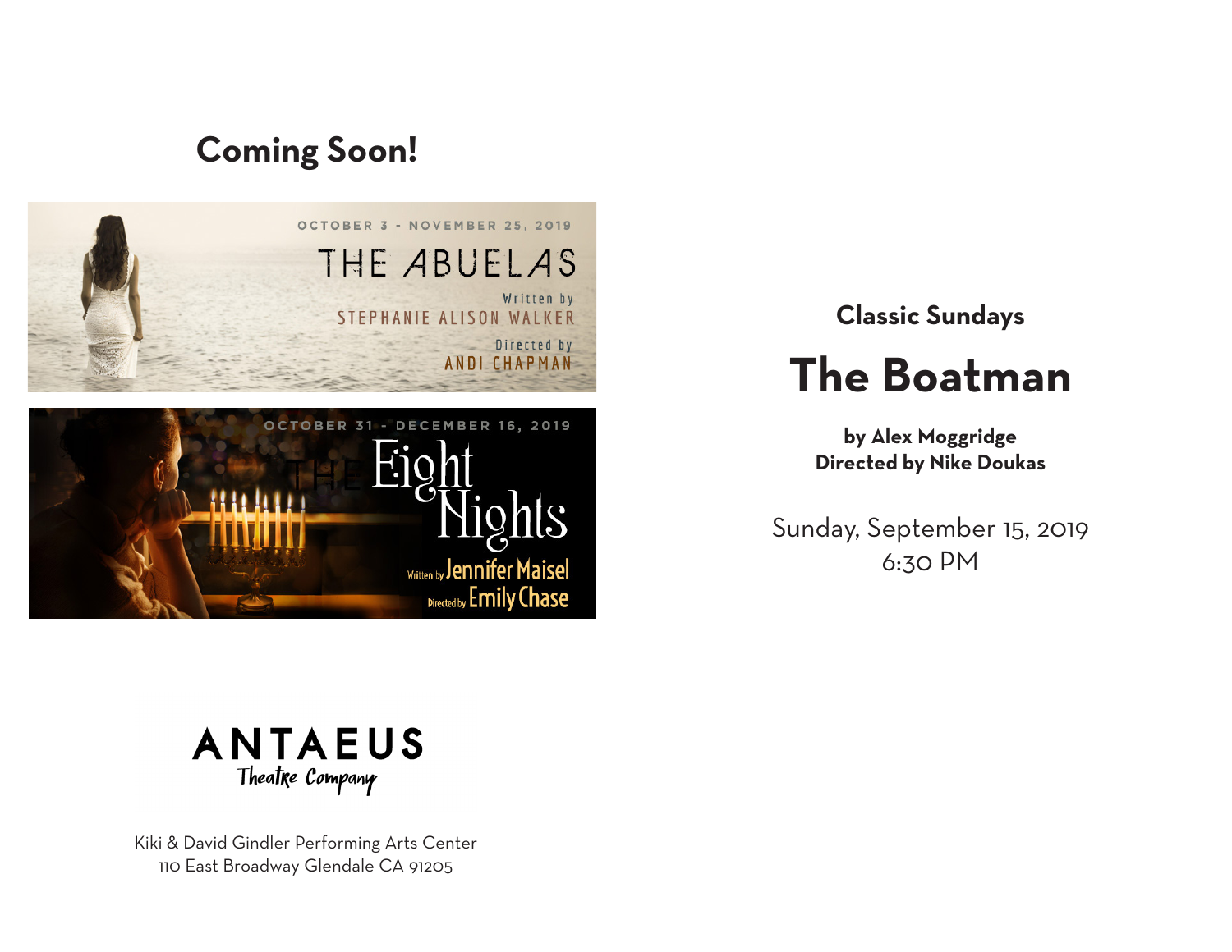## Coming Soon!

OCTOBER 3 - NOVEMBER 25, 2019

THE ABUELAS

Written by
STEPHANIE ALISON WALKER

Directed by
ANDI CHAPMAN

OCTOBER 31 - DECEMBER 16, 2019

THE Eight Nights

Written by Jennifer Maisel

Directed by Emily Chase

ANTAEUS
Theatre Company

Kiki & David Gindler Performing Arts Center
110 East Broadway Glendale CA 91205

### Classic Sundays

# The Boatman

**by Alex Moggridge**
**Directed by Nike Doukas**

Sunday, September 15, 2019
6:30 PM